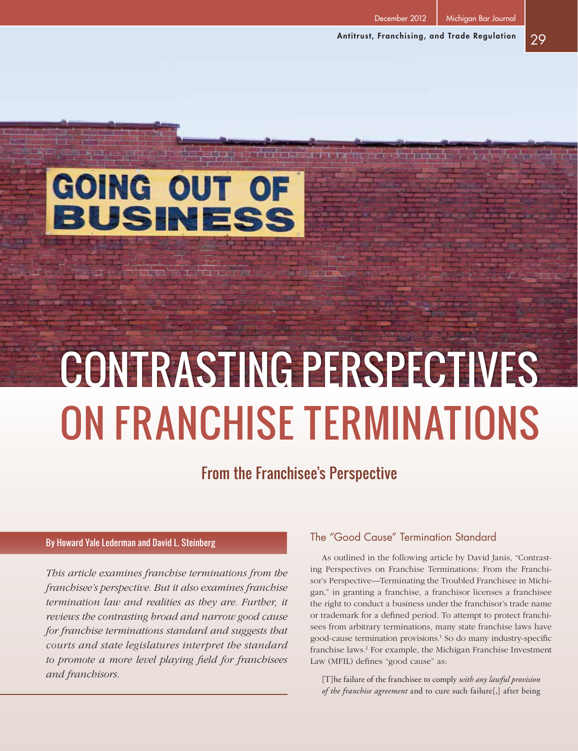# CONTRASTING PERSPECTIVES ON FRANCHISE TERMINATIONS

## From the Franchisee's Perspective

By Howard Yale Lederman and David L. Steinberg

*This article examines franchise terminations from the franchisee's perspective. But it also examines franchise termination law and realities as they are. Further, it reviews the contrasting broad and narrow good cause for franchise terminations standard and suggests that courts and state legislatures interpret the standard to promote a more level playing field for franchisees and franchisors.*

### The "Good Cause" Termination Standard

As outlined in the following article by David Janis, "Contrasting Perspectives on Franchise Terminations: From the Franchisor's Perspective—Terminating the Troubled Franchisee in Michigan," in granting a franchise, a franchisor licenses a franchisee the right to conduct a business under the franchisor's trade name or trademark for a defined period. To attempt to protect franchisees from arbitrary terminations, many state franchise laws have good-cause termination provisions.[1] So do many industry-specific franchise laws.[2] For example, the Michigan Franchise Investment Law (MFIL) defines "good cause" as:

> [T]he failure of the franchisee to comply *with any lawful provision of the franchise agreement* and to cure such failure[,] after being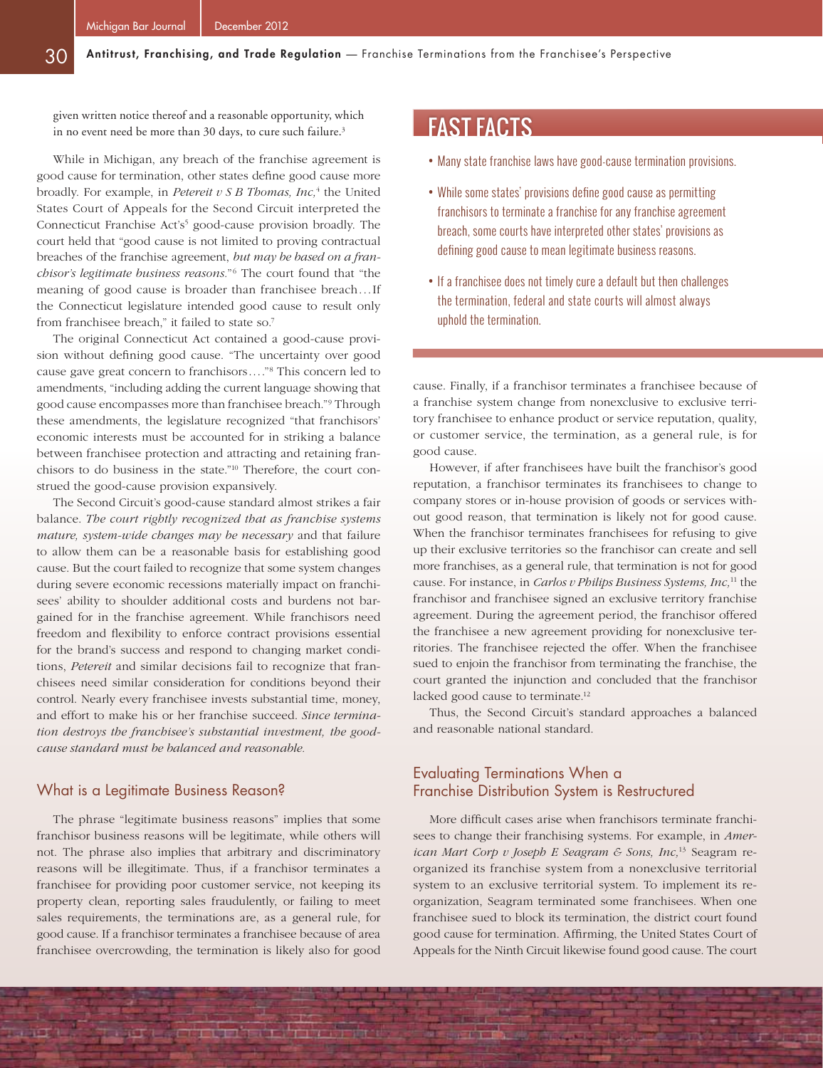given written notice thereof and a reasonable opportunity, which in no event need be more than 30 days, to cure such failure.[3]

While in Michigan, any breach of the franchise agreement is good cause for termination, other states define good cause more broadly. For example, in *Petereit v S B Thomas, Inc,*[4] the United States Court of Appeals for the Second Circuit interpreted the Connecticut Franchise Act's[5] good-cause provision broadly. The court held that "good cause is not limited to proving contractual breaches of the franchise agreement, *but may be based on a franchisor's legitimate business reasons.*"[6] The court found that "the meaning of good cause is broader than franchisee breach...If the Connecticut legislature intended good cause to result only from franchisee breach," it failed to state so.[7]

The original Connecticut Act contained a good-cause provision without defining good cause. "The uncertainty over good cause gave great concern to franchisors...."[8] This concern led to amendments, "including adding the current language showing that good cause encompasses more than franchisee breach."[9] Through these amendments, the legislature recognized "that franchisors' economic interests must be accounted for in striking a balance between franchisee protection and attracting and retaining franchisors to do business in the state."[10] Therefore, the court construed the good-cause provision expansively.

The Second Circuit's good-cause standard almost strikes a fair balance. *The court rightly recognized that as franchise systems mature, system-wide changes may be necessary* and that failure to allow them can be a reasonable basis for establishing good cause. But the court failed to recognize that some system changes during severe economic recessions materially impact on franchisees' ability to shoulder additional costs and burdens not bargained for in the franchise agreement. While franchisors need freedom and flexibility to enforce contract provisions essential for the brand's success and respond to changing market conditions, *Petereit* and similar decisions fail to recognize that franchisees need similar consideration for conditions beyond their control. Nearly every franchisee invests substantial time, money, and effort to make his or her franchise succeed. *Since termination destroys the franchisee's substantial investment, the good-cause standard must be balanced and reasonable.*

## What is a Legitimate Business Reason?

The phrase "legitimate business reasons" implies that some franchisor business reasons will be legitimate, while others will not. The phrase also implies that arbitrary and discriminatory reasons will be illegitimate. Thus, if a franchisor terminates a franchisee for providing poor customer service, not keeping its property clean, reporting sales fraudulently, or failing to meet sales requirements, the terminations are, as a general rule, for good cause. If a franchisor terminates a franchisee because of area franchisee overcrowding, the termination is likely also for good cause. Finally, if a franchisor terminates a franchisee because of a franchise system change from nonexclusive to exclusive territory franchisee to enhance product or service reputation, quality, or customer service, the termination, as a general rule, is for good cause.

However, if after franchisees have built the franchisor's good reputation, a franchisor terminates its franchisees to change to company stores or in-house provision of goods or services without good reason, that termination is likely not for good cause. When the franchisor terminates franchisees for refusing to give up their exclusive territories so the franchisor can create and sell more franchises, as a general rule, that termination is not for good cause. For instance, in *Carlos v Philips Business Systems, Inc,*[11] the franchisor and franchisee signed an exclusive territory franchise agreement. During the agreement period, the franchisor offered the franchisee a new agreement providing for nonexclusive territories. The franchisee rejected the offer. When the franchisee sued to enjoin the franchisor from terminating the franchise, the court granted the injunction and concluded that the franchisor lacked good cause to terminate.[12]

Thus, the Second Circuit's standard approaches a balanced and reasonable national standard.

## FAST FACTS

- Many state franchise laws have good-cause termination provisions.
- While some states' provisions define good cause as permitting franchisors to terminate a franchise for any franchise agreement breach, some courts have interpreted other states' provisions as defining good cause to mean legitimate business reasons.
- If a franchisee does not timely cure a default but then challenges the termination, federal and state courts will almost always uphold the termination.

## Evaluating Terminations When a Franchise Distribution System is Restructured

More difficult cases arise when franchisors terminate franchisees to change their franchising systems. For example, in *American Mart Corp v Joseph E Seagram & Sons, Inc,*[13] Seagram reorganized its franchise system from a nonexclusive territorial system to an exclusive territorial system. To implement its reorganization, Seagram terminated some franchisees. When one franchisee sued to block its termination, the district court found good cause for termination. Affirming, the United States Court of Appeals for the Ninth Circuit likewise found good cause. The court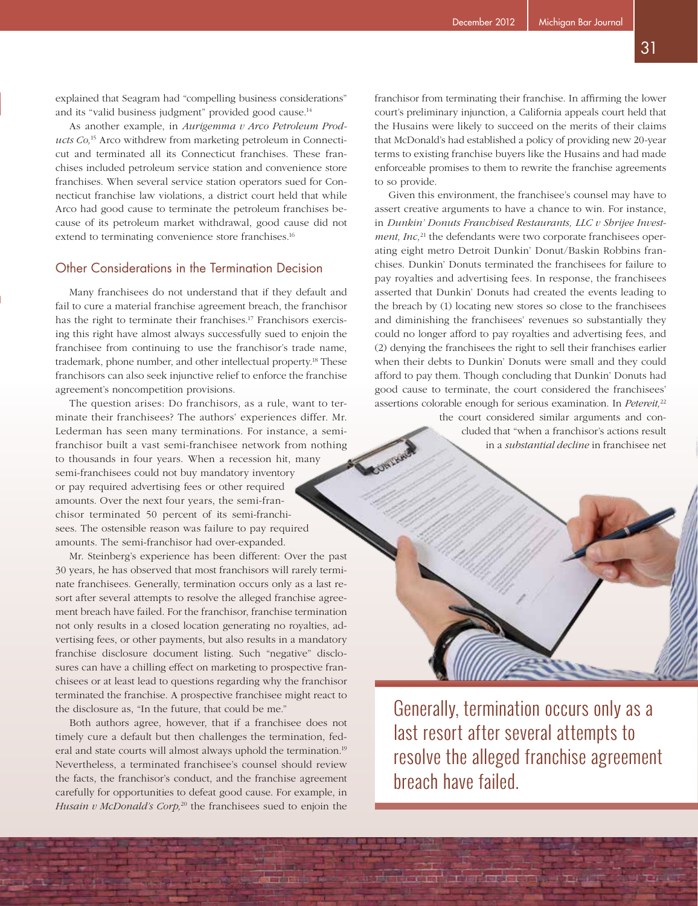explained that Seagram had "compelling business considerations" and its "valid business judgment" provided good cause.[14]

As another example, in *Aurigemma v Arco Petroleum Products Co,*[15] Arco withdrew from marketing petroleum in Connecticut and terminated all its Connecticut franchises. These franchises included petroleum service station and convenience store franchises. When several service station operators sued for Connecticut franchise law violations, a district court held that while Arco had good cause to terminate the petroleum franchises because of its petroleum market withdrawal, good cause did not extend to terminating convenience store franchises.[16]

## Other Considerations in the Termination Decision

Many franchisees do not understand that if they default and fail to cure a material franchise agreement breach, the franchisor has the right to terminate their franchises.[17] Franchisors exercising this right have almost always successfully sued to enjoin the franchisee from continuing to use the franchisor's trade name, trademark, phone number, and other intellectual property.[18] These franchisors can also seek injunctive relief to enforce the franchise agreement's noncompetition provisions.

The question arises: Do franchisors, as a rule, want to terminate their franchisees? The authors' experiences differ. Mr. Lederman has seen many terminations. For instance, a semi-franchisor built a vast semi-franchisee network from nothing to thousands in four years. When a recession hit, many semi-franchisees could not buy mandatory inventory or pay required advertising fees or other required amounts. Over the next four years, the semi-franchisor terminated 50 percent of its semi-franchisees. The ostensible reason was failure to pay required amounts. The semi-franchisor had over-expanded.

Mr. Steinberg's experience has been different: Over the past 30 years, he has observed that most franchisors will rarely terminate franchisees. Generally, termination occurs only as a last resort after several attempts to resolve the alleged franchise agreement breach have failed. For the franchisor, franchise termination not only results in a closed location generating no royalties, advertising fees, or other payments, but also results in a mandatory franchise disclosure document listing. Such "negative" disclosures can have a chilling effect on marketing to prospective franchisees or at least lead to questions regarding why the franchisor terminated the franchise. A prospective franchisee might react to the disclosure as, "In the future, that could be me."

Both authors agree, however, that if a franchisee does not timely cure a default but then challenges the termination, federal and state courts will almost always uphold the termination.[19] Nevertheless, a terminated franchisee's counsel should review the facts, the franchisor's conduct, and the franchise agreement carefully for opportunities to defeat good cause. For example, in *Husain v McDonald's Corp,*[20] the franchisees sued to enjoin the franchisor from terminating their franchise. In affirming the lower court's preliminary injunction, a California appeals court held that the Husains were likely to succeed on the merits of their claims that McDonald's had established a policy of providing new 20-year terms to existing franchise buyers like the Husains and had made enforceable promises to them to rewrite the franchise agreements to so provide.

Given this environment, the franchisee's counsel may have to assert creative arguments to have a chance to win. For instance, in *Dunkin' Donuts Franchised Restaurants, LLC v Shrijee Investment, Inc,*[21] the defendants were two corporate franchisees operating eight metro Detroit Dunkin' Donut/Baskin Robbins franchises. Dunkin' Donuts terminated the franchisees for failure to pay royalties and advertising fees. In response, the franchisees asserted that Dunkin' Donuts had created the events leading to the breach by (1) locating new stores so close to the franchisees and diminishing the franchisees' revenues so substantially they could no longer afford to pay royalties and advertising fees, and (2) denying the franchisees the right to sell their franchises earlier when their debts to Dunkin' Donuts were small and they could afford to pay them. Though concluding that Dunkin' Donuts had good cause to terminate, the court considered the franchisees' assertions colorable enough for serious examination. In *Petereit,*[22] the court considered similar arguments and concluded that "when a franchisor's actions result in a *substantial decline* in franchisee net

Generally, termination occurs only as a last resort after several attempts to resolve the alleged franchise agreement breach have failed.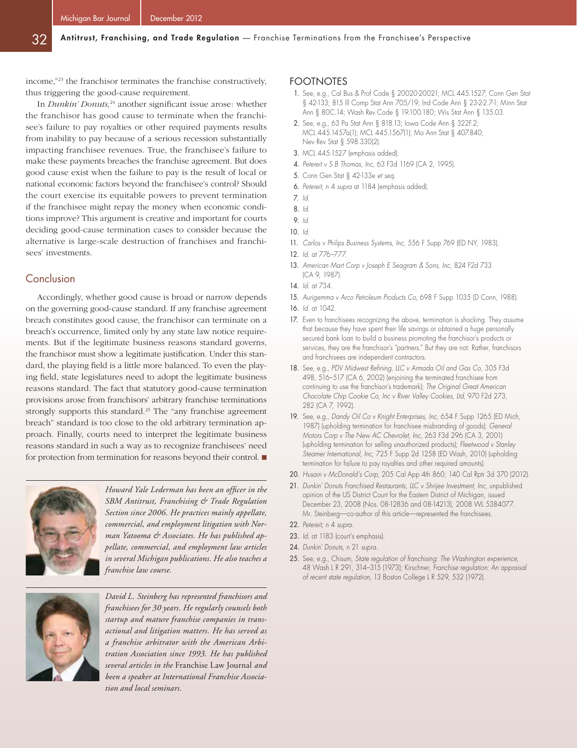income,"[23] the franchisor terminates the franchise constructively, thus triggering the good-cause requirement.

In *Dunkin' Donuts,*[24] another significant issue arose: whether the franchisor has good cause to terminate when the franchisee's failure to pay royalties or other required payments results from inability to pay because of a serious recession substantially impacting franchisee revenues. True, the franchisee's failure to make these payments breaches the franchise agreement. But does good cause exist when the failure to pay is the result of local or national economic factors beyond the franchisee's control? Should the court exercise its equitable powers to prevent termination if the franchisee might repay the money when economic conditions improve? This argument is creative and important for courts deciding good-cause termination cases to consider because the alternative is large-scale destruction of franchises and franchisees' investments.

## Conclusion

Accordingly, whether good cause is broad or narrow depends on the governing good-cause standard. If any franchise agreement breach constitutes good cause, the franchisor can terminate on a breach's occurrence, limited only by any state law notice requirements. But if the legitimate business reasons standard governs, the franchisor must show a legitimate justification. Under this standard, the playing field is a little more balanced. To even the playing field, state legislatures need to adopt the legitimate business reasons standard. The fact that statutory good-cause termination provisions arose from franchisors' arbitrary franchise terminations strongly supports this standard.[25] The "any franchise agreement breach" standard is too close to the old arbitrary termination approach. Finally, courts need to interpret the legitimate business reasons standard in such a way as to recognize franchisees' need for protection from termination for reasons beyond their control. ■

*Howard Yale Lederman has been an officer in the SBM Antitrust, Franchising & Trade Regulation Section since 2006. He practices mainly appellate, commercial, and employment litigation with Norman Yatooma & Associates. He has published appellate, commercial, and employment law articles in several Michigan publications. He also teaches a franchise law course.*

*David L. Steinberg has represented franchisors and franchisees for 30 years. He regularly counsels both startup and mature franchise companies in transactional and litigation matters. He has served as a franchise arbitrator with the American Arbitration Association since 1993. He has published several articles in the* Franchise Law Journal *and been a speaker at International Franchise Association and local seminars.*

## FOOTNOTES

1. See, e.g., Cal Bus & Prof Code § 20020-20021; MCL 445.1527; Conn Gen Stat § 42-133; 815 Ill Comp Stat Ann 705/19; Ind Code Ann § 23-2-2.7-1; Minn Stat Ann § 80C.14; Wash Rev Code § 19.100.180; Wis Stat Ann § 135.03.
2. See, e.g., 63 Pa Stat Ann § 818.13; Iowa Code Ann § 322F.2; MCL 445.1457a(1); MCL 445.1567(1); Mo Ann Stat § 407.840; Nev Rev Stat § 598.330(2).
3. MCL 445.1527 (emphasis added).
4. *Petereit v S B Thomas, Inc,* 63 F3d 1169 (CA 2, 1995).
5. Conn Gen Stat § 42-133e *et seq.*
6. *Petereit,* n 4 *supra* at 1184 (emphasis added).
7. *Id.*
8. *Id.*
9. *Id.*
10. *Id.*
11. *Carlos v Philips Business Systems, Inc,* 556 F Supp 769 (ED NY, 1983).
12. *Id.* at 776–777.
13. *American Mart Corp v Joseph E Seagram & Sons, Inc,* 824 F2d 733 (CA 9, 1987).
14. *Id.* at 734.
15. *Aurigemma v Arco Petroleum Products Co,* 698 F Supp 1035 (D Conn, 1988).
16. *Id.* at 1042.
17. Even to franchisees recognizing the above, termination is shocking. They assume that because they have spent their life savings or obtained a huge personally secured bank loan to build a business promoting the franchisor's products or services, they are the franchisor's "partners." But they are not. Rather, franchisors and franchisees are independent contractors.
18. See, e.g., *PDV Midwest Refining, LLC v Armada Oil and Gas Co,* 305 F3d 498, 516–517 (CA 6, 2002) (enjoining the terminated franchisee from continuing to use the franchisor's trademark); *The Original Great American Chocolate Chip Cookie Co, Inc v River Valley Cookies, Ltd,* 970 F2d 273, 282 (CA 7, 1992).
19. See, e.g., *Dandy Oil Co v Knight Enterprises, Inc,* 654 F Supp 1265 (ED Mich, 1987) (upholding termination for franchisee misbranding of goods); *General Motors Corp v The New AC Chevrolet, Inc,* 263 F3d 296 (CA 3, 2001) (upholding termination for selling unauthorized products); *Fleetwood v Stanley Steamer International, Inc,* 725 F Supp 2d 1258 (ED Wash, 2010) (upholding termination for failure to pay royalties and other required amounts).
20. *Husain v McDonald's Corp,* 205 Cal App 4th 860; 140 Cal Rptr 3d 370 (2012).
21. *Dunkin' Donuts Franchised Restaurants, LLC v Shrijee Investment, Inc,* unpublished opinion of the US District Court for the Eastern District of Michigan, issued December 23, 2008 (Nos. 08-12836 and 08-14213), 2008 WL 5384077. Mr. Steinberg—co-author of this article—represented the franchisees.
22. *Petereit,* n 4 *supra.*
23. *Id.* at 1183 (court's emphasis).
24. *Dunkin' Donuts,* n 21 *supra.*
25. See, e.g., Chisum, *State regulation of franchising: The Washington experience,* 48 Wash L R 291, 314–315 (1973); Kirschner, *Franchise regulation: An appraisal of recent state regulation,* 13 Boston College L R 529, 532 (1972).